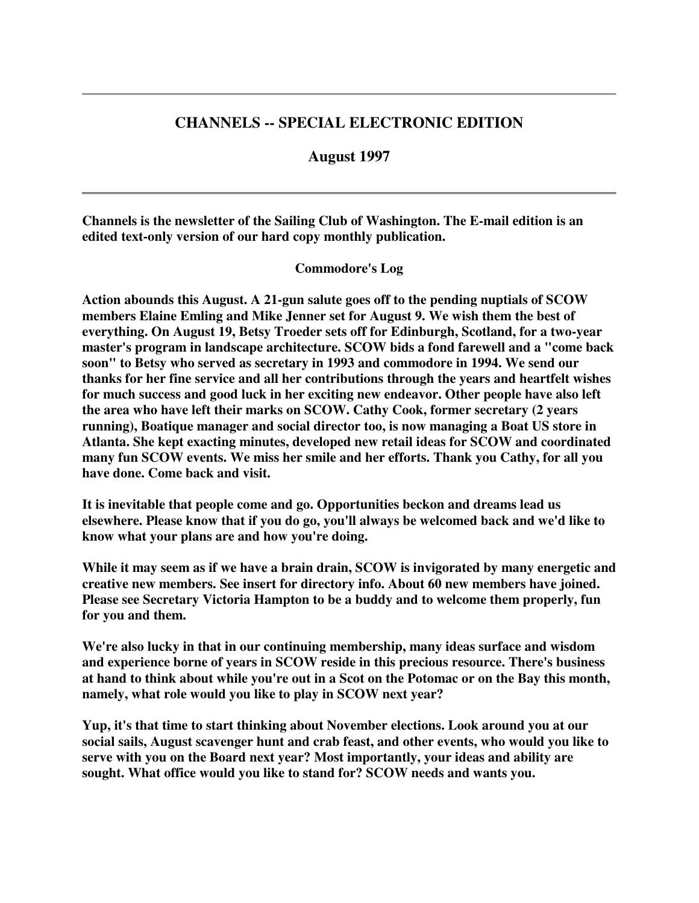---

## CHANNELS -- SPECIAL ELECTRONIC EDITION

### August 1997

---

**Channels is the newsletter of the Sailing Club of Washington. The E-mail edition is an edited text-only version of our hard copy monthly publication.**

### Commodore's Log

**Action abounds this August. A 21-gun salute goes off to the pending nuptials of SCOW members Elaine Emling and Mike Jenner set for August 9. We wish them the best of everything. On August 19, Betsy Troeder sets off for Edinburgh, Scotland, for a two-year master's program in landscape architecture. SCOW bids a fond farewell and a "come back soon" to Betsy who served as secretary in 1993 and commodore in 1994. We send our thanks for her fine service and all her contributions through the years and heartfelt wishes for much success and good luck in her exciting new endeavor. Other people have also left the area who have left their marks on SCOW. Cathy Cook, former secretary (2 years running), Boatique manager and social director too, is now managing a Boat US store in Atlanta. She kept exacting minutes, developed new retail ideas for SCOW and coordinated many fun SCOW events. We miss her smile and her efforts. Thank you Cathy, for all you have done. Come back and visit.**

**It is inevitable that people come and go. Opportunities beckon and dreams lead us elsewhere. Please know that if you do go, you'll always be welcomed back and we'd like to know what your plans are and how you're doing.**

**While it may seem as if we have a brain drain, SCOW is invigorated by many energetic and creative new members. See insert for directory info. About 60 new members have joined. Please see Secretary Victoria Hampton to be a buddy and to welcome them properly, fun for you and them.**

**We're also lucky in that in our continuing membership, many ideas surface and wisdom and experience borne of years in SCOW reside in this precious resource. There's business at hand to think about while you're out in a Scot on the Potomac or on the Bay this month, namely, what role would you like to play in SCOW next year?**

**Yup, it's that time to start thinking about November elections. Look around you at our social sails, August scavenger hunt and crab feast, and other events, who would you like to serve with you on the Board next year? Most importantly, your ideas and ability are sought. What office would you like to stand for? SCOW needs and wants you.**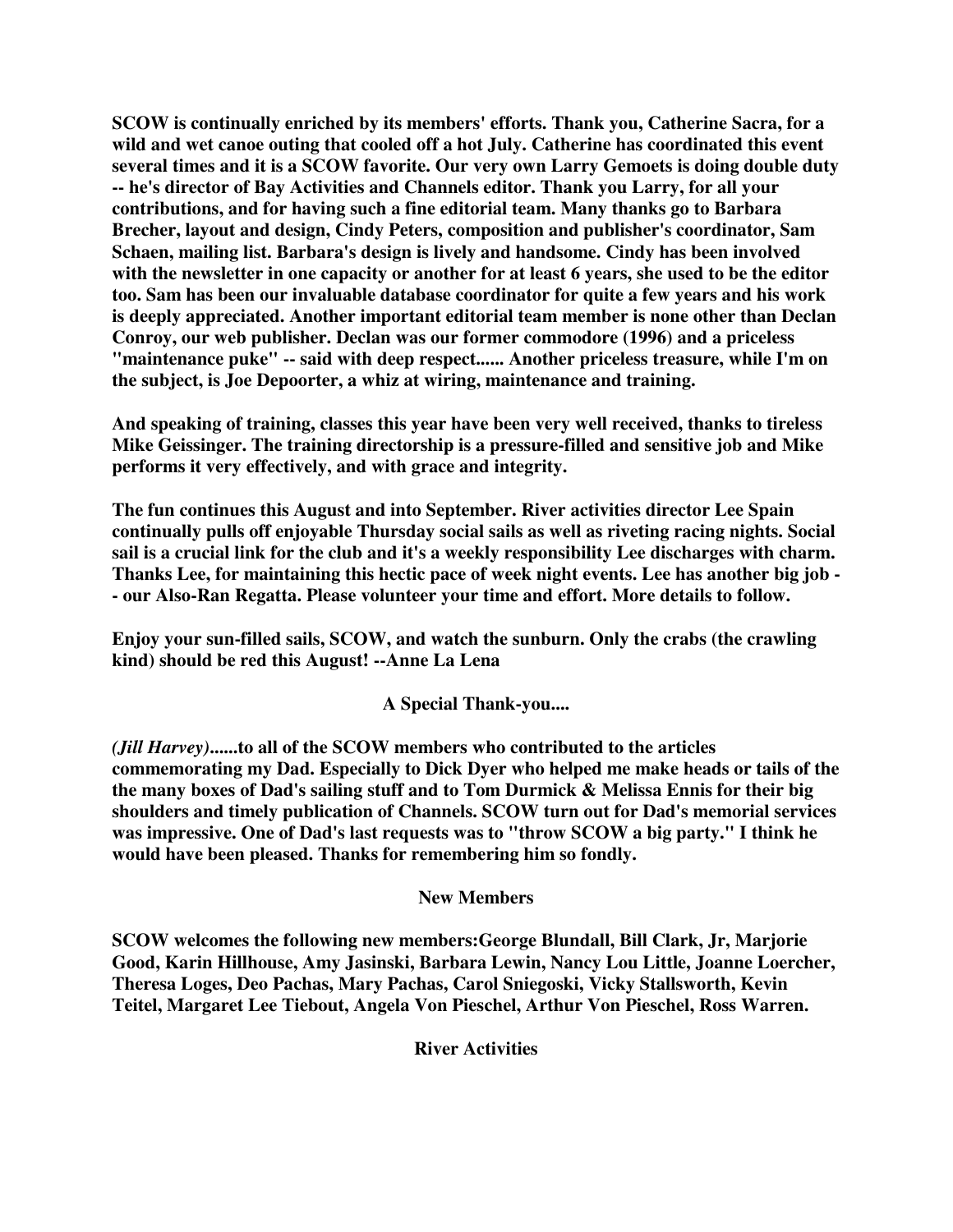**SCOW is continually enriched by its members' efforts. Thank you, Catherine Sacra, for a wild and wet canoe outing that cooled off a hot July. Catherine has coordinated this event several times and it is a SCOW favorite. Our very own Larry Gemoets is doing double duty -- he's director of Bay Activities and Channels editor. Thank you Larry, for all your contributions, and for having such a fine editorial team. Many thanks go to Barbara Brecher, layout and design, Cindy Peters, composition and publisher's coordinator, Sam Schaen, mailing list. Barbara's design is lively and handsome. Cindy has been involved with the newsletter in one capacity or another for at least 6 years, she used to be the editor too. Sam has been our invaluable database coordinator for quite a few years and his work is deeply appreciated. Another important editorial team member is none other than Declan Conroy, our web publisher. Declan was our former commodore (1996) and a priceless "maintenance puke" -- said with deep respect...... Another priceless treasure, while I'm on the subject, is Joe Depoorter, a whiz at wiring, maintenance and training.**

**And speaking of training, classes this year have been very well received, thanks to tireless Mike Geissinger. The training directorship is a pressure-filled and sensitive job and Mike performs it very effectively, and with grace and integrity.**

**The fun continues this August and into September. River activities director Lee Spain continually pulls off enjoyable Thursday social sails as well as riveting racing nights. Social sail is a crucial link for the club and it's a weekly responsibility Lee discharges with charm. Thanks Lee, for maintaining this hectic pace of week night events. Lee has another big job -- our Also-Ran Regatta. Please volunteer your time and effort. More details to follow.**

**Enjoy your sun-filled sails, SCOW, and watch the sunburn. Only the crabs (the crawling kind) should be red this August! --Anne La Lena**

### A Special Thank-you....

***(Jill Harvey)*......to all of the SCOW members who contributed to the articles commemorating my Dad. Especially to Dick Dyer who helped me make heads or tails of the the many boxes of Dad's sailing stuff and to Tom Durmick & Melissa Ennis for their big shoulders and timely publication of Channels. SCOW turn out for Dad's memorial services was impressive. One of Dad's last requests was to "throw SCOW a big party." I think he would have been pleased. Thanks for remembering him so fondly.**

### New Members

**SCOW welcomes the following new members:George Blundall, Bill Clark, Jr, Marjorie Good, Karin Hillhouse, Amy Jasinski, Barbara Lewin, Nancy Lou Little, Joanne Loercher, Theresa Loges, Deo Pachas, Mary Pachas, Carol Sniegoski, Vicky Stallsworth, Kevin Teitel, Margaret Lee Tiebout, Angela Von Pieschel, Arthur Von Pieschel, Ross Warren.**

### River Activities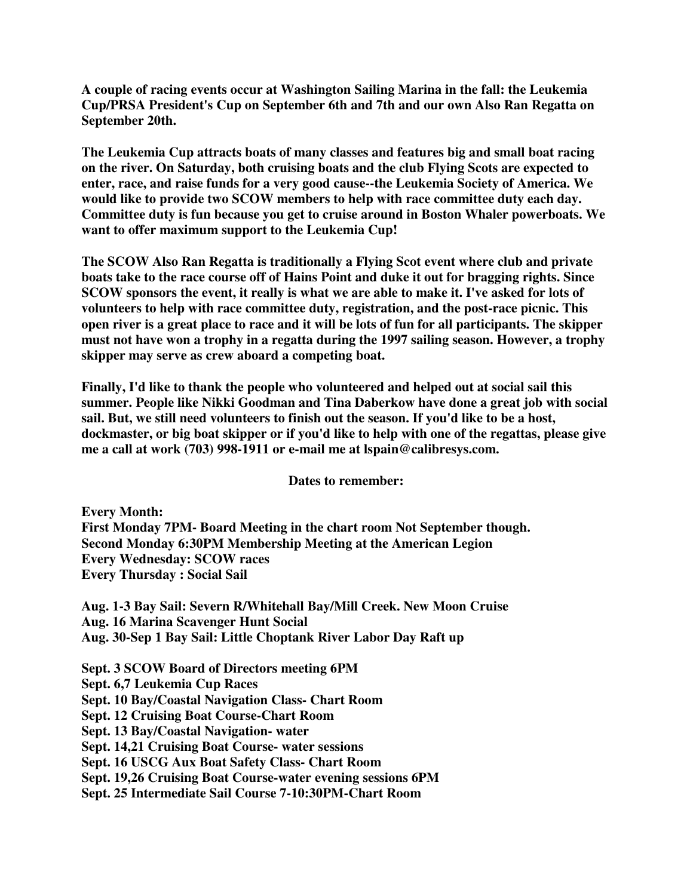**A couple of racing events occur at Washington Sailing Marina in the fall: the Leukemia Cup/PRSA President's Cup on September 6th and 7th and our own Also Ran Regatta on September 20th.**

**The Leukemia Cup attracts boats of many classes and features big and small boat racing on the river. On Saturday, both cruising boats and the club Flying Scots are expected to enter, race, and raise funds for a very good cause--the Leukemia Society of America. We would like to provide two SCOW members to help with race committee duty each day. Committee duty is fun because you get to cruise around in Boston Whaler powerboats. We want to offer maximum support to the Leukemia Cup!**

**The SCOW Also Ran Regatta is traditionally a Flying Scot event where club and private boats take to the race course off of Hains Point and duke it out for bragging rights. Since SCOW sponsors the event, it really is what we are able to make it. I've asked for lots of volunteers to help with race committee duty, registration, and the post-race picnic. This open river is a great place to race and it will be lots of fun for all participants. The skipper must not have won a trophy in a regatta during the 1997 sailing season. However, a trophy skipper may serve as crew aboard a competing boat.**

**Finally, I'd like to thank the people who volunteered and helped out at social sail this summer. People like Nikki Goodman and Tina Daberkow have done a great job with social sail. But, we still need volunteers to finish out the season. If you'd like to be a host, dockmaster, or big boat skipper or if you'd like to help with one of the regattas, please give me a call at work (703) 998-1911 or e-mail me at lspain@calibresys.com.**

**Dates to remember:**

**Every Month:**
**First Monday 7PM- Board Meeting in the chart room Not September though.**
**Second Monday 6:30PM Membership Meeting at the American Legion**
**Every Wednesday: SCOW races**
**Every Thursday : Social Sail**

**Aug. 1-3 Bay Sail: Severn R/Whitehall Bay/Mill Creek. New Moon Cruise**
**Aug. 16 Marina Scavenger Hunt Social**
**Aug. 30-Sep 1 Bay Sail: Little Choptank River Labor Day Raft up**

**Sept. 3 SCOW Board of Directors meeting 6PM**
**Sept. 6,7 Leukemia Cup Races**
**Sept. 10 Bay/Coastal Navigation Class- Chart Room**
**Sept. 12 Cruising Boat Course-Chart Room**
**Sept. 13 Bay/Coastal Navigation- water**
**Sept. 14,21 Cruising Boat Course- water sessions**
**Sept. 16 USCG Aux Boat Safety Class- Chart Room**
**Sept. 19,26 Cruising Boat Course-water evening sessions 6PM**
**Sept. 25 Intermediate Sail Course 7-10:30PM-Chart Room**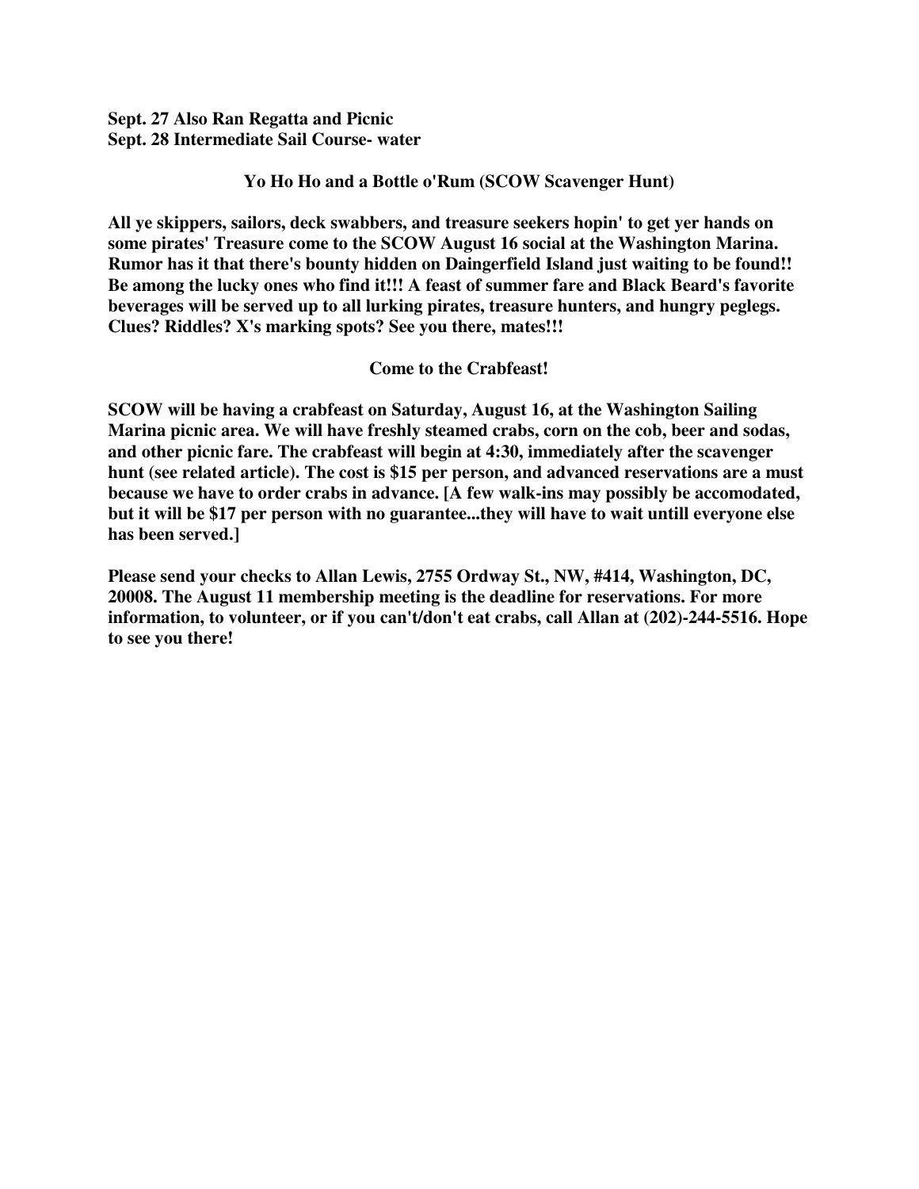**Sept. 27 Also Ran Regatta and Picnic**
**Sept. 28 Intermediate Sail Course- water**

## Yo Ho Ho and a Bottle o'Rum (SCOW Scavenger Hunt)

**All ye skippers, sailors, deck swabbers, and treasure seekers hopin' to get yer hands on some pirates' Treasure come to the SCOW August 16 social at the Washington Marina. Rumor has it that there's bounty hidden on Daingerfield Island just waiting to be found!! Be among the lucky ones who find it!!! A feast of summer fare and Black Beard's favorite beverages will be served up to all lurking pirates, treasure hunters, and hungry peglegs. Clues? Riddles? X's marking spots? See you there, mates!!!**

## Come to the Crabfeast!

**SCOW will be having a crabfeast on Saturday, August 16, at the Washington Sailing Marina picnic area. We will have freshly steamed crabs, corn on the cob, beer and sodas, and other picnic fare. The crabfeast will begin at 4:30, immediately after the scavenger hunt (see related article). The cost is $15 per person, and advanced reservations are a must because we have to order crabs in advance. [A few walk-ins may possibly be accomodated, but it will be $17 per person with no guarantee...they will have to wait untill everyone else has been served.]**

**Please send your checks to Allan Lewis, 2755 Ordway St., NW, #414, Washington, DC, 20008. The August 11 membership meeting is the deadline for reservations. For more information, to volunteer, or if you can't/don't eat crabs, call Allan at (202)-244-5516. Hope to see you there!**